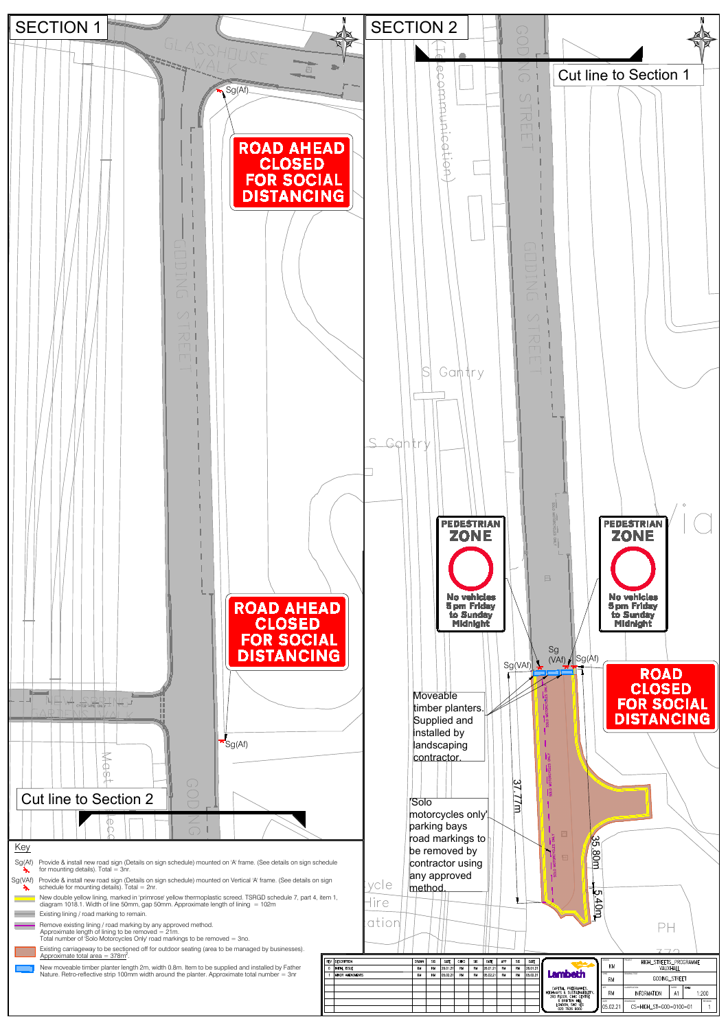## SECTION 1

GLASSHOUSE WALK

GODING STREET

Sg(Af)

**ROAD AHEAD CLOSED FOR SOCIAL DISTANCING**

**ROAD AHEAD CLOSED FOR SOCIAL DISTANCING**

Sg(Af)

Cut line to Section 2

## SECTION 2

Cut line to Section 1

GODING STREET

S Gantry

**PEDESTRIAN ZONE** No vehicles 5 pm Friday to Sunday Midnight

**PEDESTRIAN ZONE** No vehicles 5 pm Friday to Sunday Midnight

Sg(VAf) Sg (VAf) Sg(Af)

**ROAD CLOSED FOR SOCIAL DISTANCING**

Moveable timber planters. Supplied and installed by landscaping contractor.

'Solo motorcycles only' parking bays road markings to be removed by contractor using any approved method.

37.77m

35.80m

5.40m

PH

## Key

- Sg(Af) — Provide & install new road sign (Details on sign schedule) mounted on 'A' frame. (See details on sign schedule for mounting details). Total = 3nr.
- Sg(VAf) — Provide & install new road sign (Details on sign schedule) mounted on Vertical 'A' frame. (See details on sign schedule for mounting details). Total = 2nr.
- New double yellow lining, marked in 'primrose' yellow thermoplastic screed. TSRGD schedule 7, part 4, item 1, diagram 1018.1. Width of line 50mm, gap 50mm. Approximate length of lining = 102m
- Existing lining / road marking to remain.
- Remove existing lining / road marking by any approved method. Approximate length of lining to be removed = 21m. Total number of 'Solo Motorcycles Only' road markings to be removed = 3no.
- Existing carriageway to be sectioned off for outdoor seating (area to be managed by businesses). Approximate total area = 378m$^2$.
- New moveable timber planter length 2m, width 0.8m. Item to be supplied and installed by Father Nature. Retro-reflective strip 100mm width around the planter. Approximate total number = 3nr

| REV | DESCRIPTION | DRAWN | SIG | DATE | CHKD | SIG | DATE | APP | SIG | DATE |
|---|---|---|---|---|---|---|---|---|---|---|
| 0 | INITIAL ISSUE | RM | KM | 25.01.21 | RM | RM | 25.01.21 | RM | RM | 25.01.21 |
| 1 | MINOR AMENDMENTS | RM | KM | 05.02.21 | RM | RM | 05.02.21 | RM | RM | 05.02.21 |

Lambeth — CAPITAL PROGRAMMES, HIGHWAYS & SUSTAINABILITY, 3RD FLOOR, CIVIC CENTRE, 6 BRIXTON HILL, LONDON, SW2 1EG, 020 7926 9000

| | |
|---|---|
| KM | HIGH_STREETS_PROGRAMME VAUXHALL |
| RM | GODING_STREET |
| RM | INFORMATION | A1 | 1:200 |
| 05.02.21 | CS-HIGH_ST-GOD-0100-01 | 1 |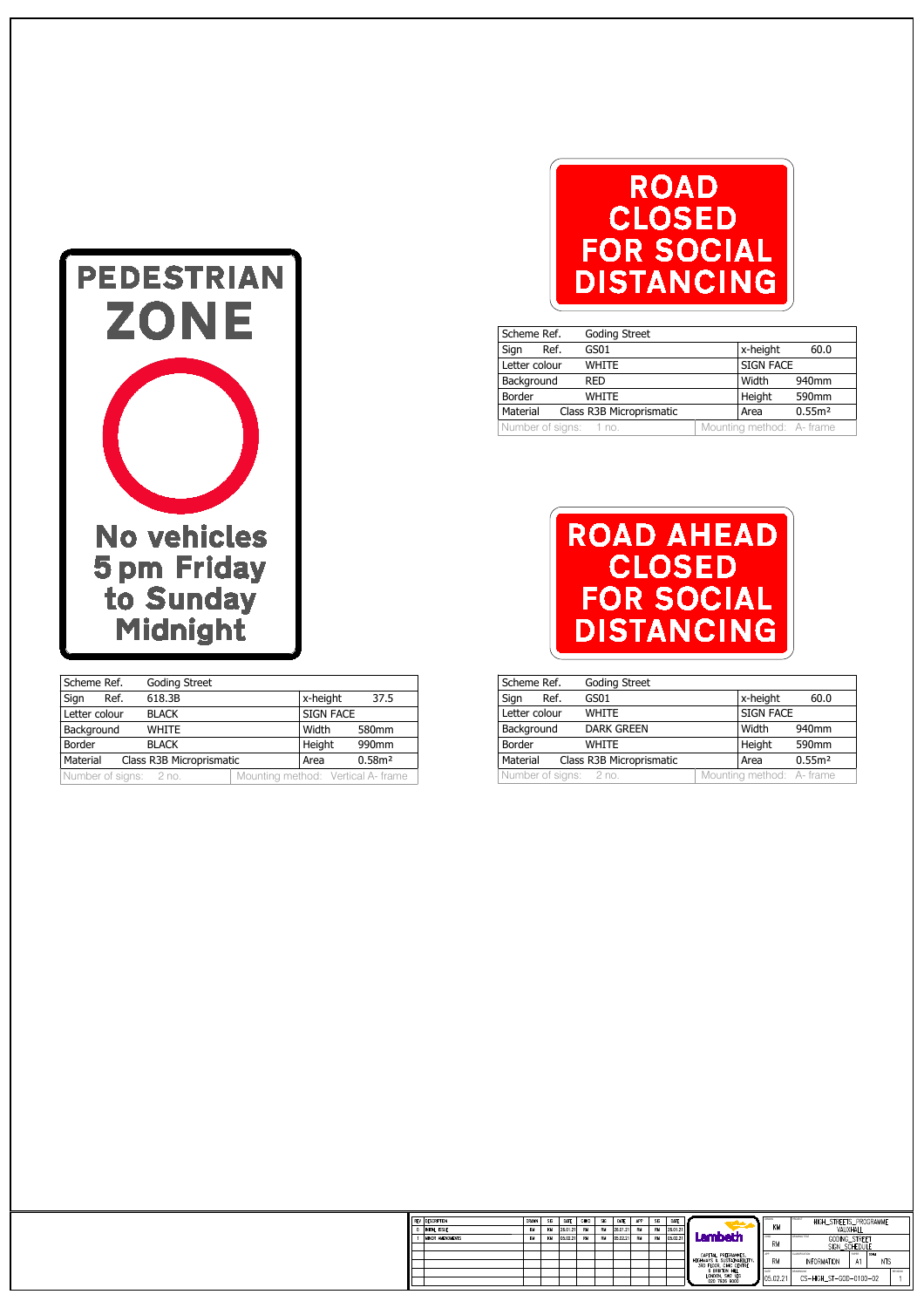ROAD CLOSED FOR SOCIAL DISTANCING

| | | | |
|---|---|---|---|
| Scheme Ref. | Goding Street | | |
| Sign Ref. | GS01 | x-height | 60.0 |
| Letter colour | WHITE | SIGN FACE | |
| Background | RED | Width | 940mm |
| Border | WHITE | Height | 590mm |
| Material | Class R3B Microprismatic | Area | 0.55m² |
| Number of signs: | 1 no. | Mounting method: | A- frame |

PEDESTRIAN ZONE

No vehicles 5 pm Friday to Sunday Midnight

| | | | |
|---|---|---|---|
| Scheme Ref. | Goding Street | | |
| Sign Ref. | 618.3B | x-height | 37.5 |
| Letter colour | BLACK | SIGN FACE | |
| Background | WHITE | Width | 580mm |
| Border | BLACK | Height | 990mm |
| Material | Class R3B Microprismatic | Area | 0.58m² |
| Number of signs: | 2 no. | Mounting method: | Vertical A- frame |

ROAD AHEAD CLOSED FOR SOCIAL DISTANCING

| | | | |
|---|---|---|---|
| Scheme Ref. | Goding Street | | |
| Sign Ref. | GS01 | x-height | 60.0 |
| Letter colour | WHITE | SIGN FACE | |
| Background | DARK GREEN | Width | 940mm |
| Border | WHITE | Height | 590mm |
| Material | Class R3B Microprismatic | Area | 0.55m² |
| Number of signs: | 2 no. | Mounting method: | A- frame |

| REV | DESCRIPTION | DRAWN | SIG | DATE | CHKD | SIG | DATE | APP | SIG | DATE |
|---|---|---|---|---|---|---|---|---|---|---|
| 0 | INITIAL ISSUE | RM | KM | 29.01.21 | RM | RM | 29.01.21 | RM | RM | 29.01.21 |
| 1 | MINOR AMENDMENTS | RM | KM | 05.02.21 | RM | RM | 05.02.21 | RM | RM | 05.02.21 |

Lambeth

CAPITAL PROGRAMMES, HIGHWAYS & SUSTAINABILITY, 3RD FLOOR, CIVIC CENTRE, 6 BRIXTON HILL, LONDON, SW2 1EG, 020 7926 9000

| | | | |
|---|---|---|---|
| KM | HIGH_STREETS_PROGRAMME VAUXHALL | | |
| RM | GODING_STREET SIGN_SCHEDULE | | |
| RM | INFORMATION | A1 | NTS |
| 05.02.21 | CS-HIGH_ST-GOD-0100-02 | | 1 |